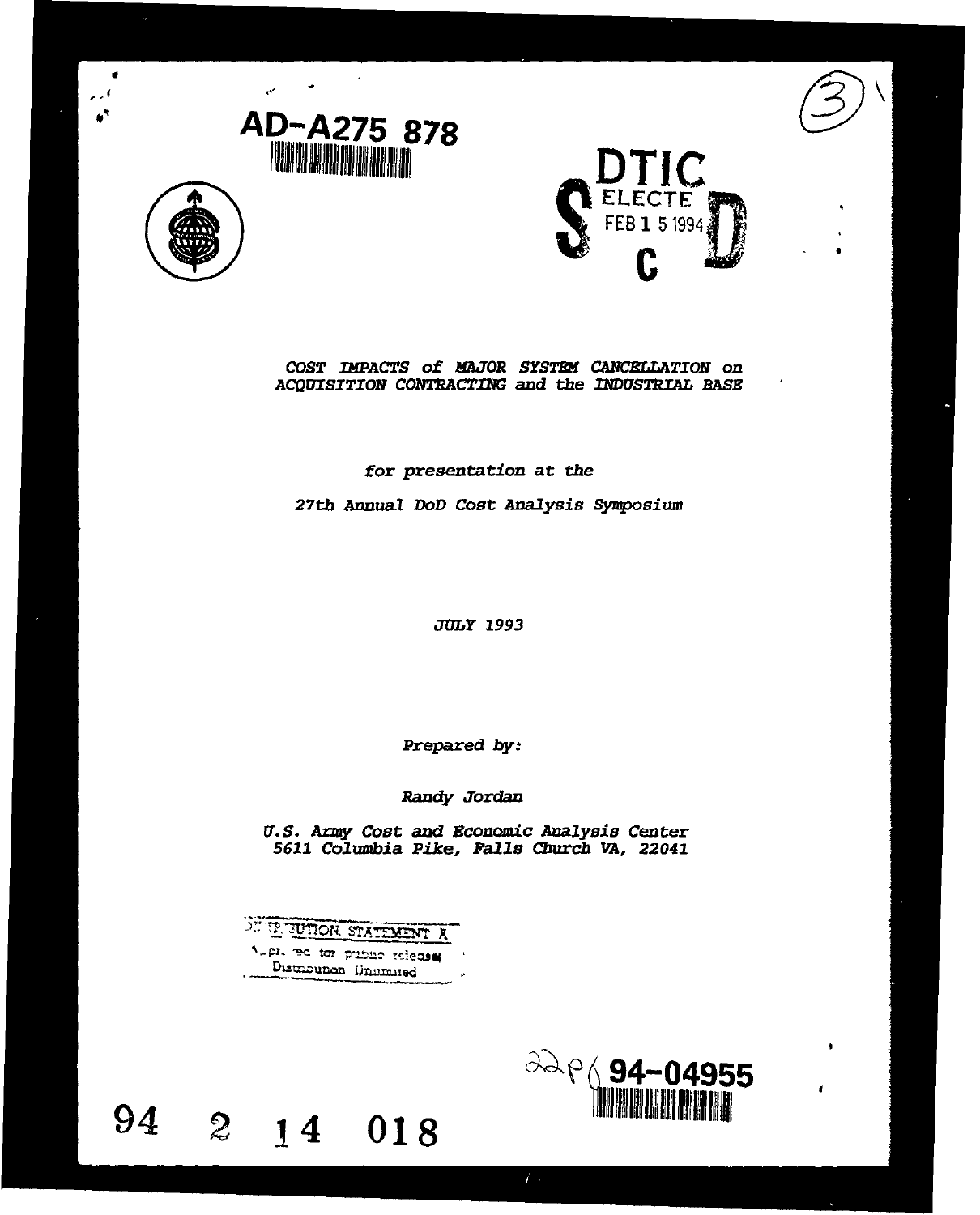AD-A275 878

DTIC
ELECTE
FEB 1 5 1994
S C D

# *COST IMPACTS of MAJOR SYSTEM CANCELLATION on ACQUISITION CONTRACTING and the INDUSTRIAL BASE*

*for presentation at the*

*27th Annual DoD Cost Analysis Symposium*

*JULY 1993*

*Prepared by:*

*Randy Jordan*

*U.S. Army Cost and Economic Analysis Center*
*5611 Columbia Pike, Falls Church VA, 22041*

DISTRIBUTION STATEMENT A
Approved for public release;
Distribution Unlimited

22p 94-04955

94 2 14 018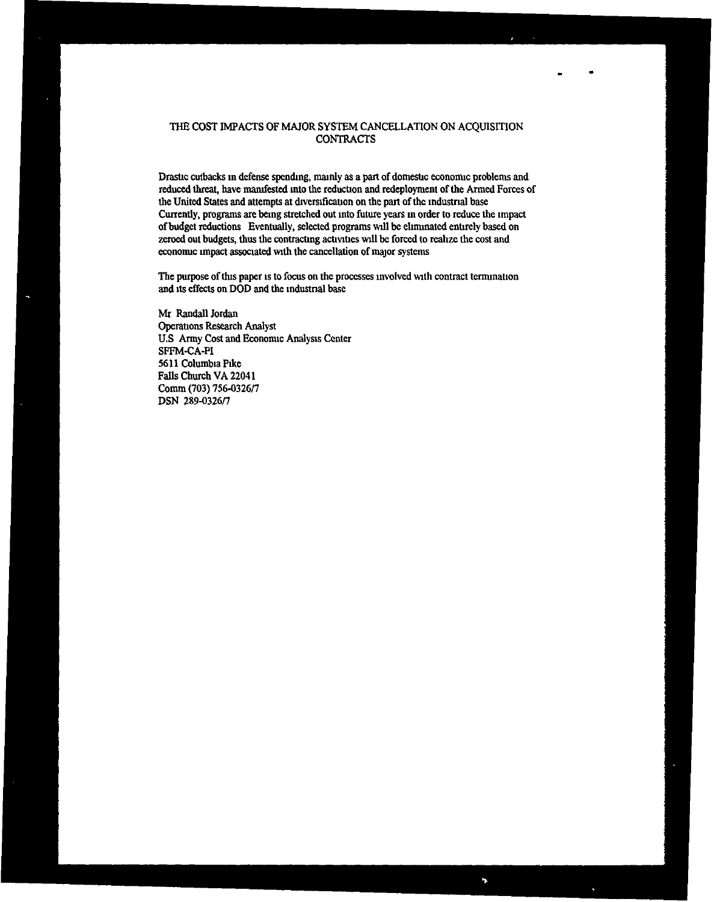# THE COST IMPACTS OF MAJOR SYSTEM CANCELLATION ON ACQUISITION CONTRACTS

Drastic cutbacks in defense spending, mainly as a part of domestic economic problems and reduced threat, have manifested into the reduction and redeployment of the Armed Forces of the United States and attempts at diversification on the part of the industrial base Currently, programs are being stretched out into future years in order to reduce the impact of budget reductions Eventually, selected programs will be eliminated entirely based on zeroed out budgets, thus the contracting activities will be forced to realize the cost and economic impact associated with the cancellation of major systems

The purpose of this paper is to focus on the processes involved with contract termination and its effects on DOD and the industrial base

Mr Randall Jordan
Operations Research Analyst
U.S Army Cost and Economic Analysis Center
SFFM-CA-PI
5611 Columbia Pike
Falls Church VA 22041
Comm (703) 756-0326/7
DSN 289-0326/7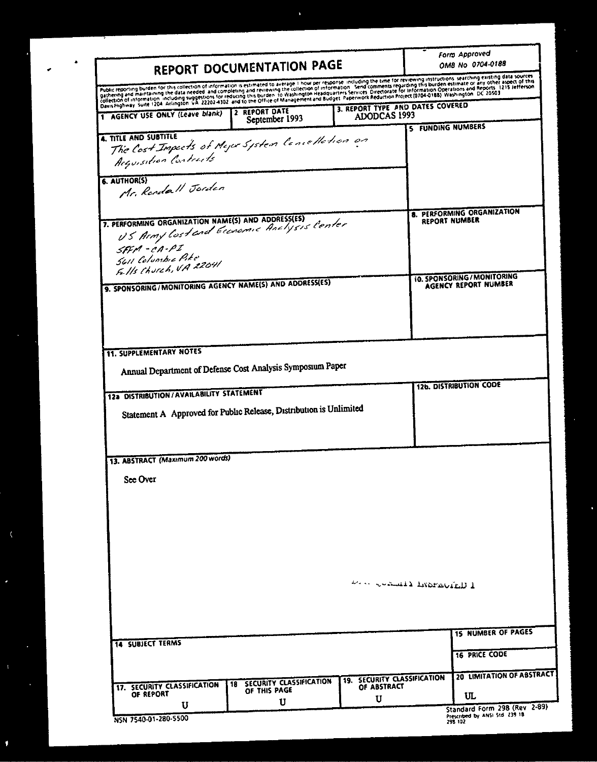# REPORT DOCUMENTATION PAGE

Form Approved
OMB No 0704-0188

Public reporting burden for this collection of information is estimated to average 1 hour per response including the time for reviewing instructions searching existing data sources gathering and maintaining the data needed and completing and reviewing the collection of information Send comments regarding this burden estimate or any other aspect of this collection of information including suggestions for reducing this burden to Washington Headquarters Services Directorate for Information Operations and Reports 1215 Jefferson Davis Highway Suite 1204 Arlington VA 22202-4302 and to the Office of Management and Budget Paperwork Reduction Project (0704-0188) Washington DC 20503

| 1 AGENCY USE ONLY (Leave blank) | 2 REPORT DATE | 3. REPORT TYPE AND DATES COVERED |
|---|---|---|
| | September 1993 | ADODCAS 1993 |

**4. TITLE AND SUBTITLE**
The Cost Impacts of Major System Cancellation on Acquisition Contracts

**5 FUNDING NUMBERS**

**6. AUTHOR(S)**
Mr. Randall Jordan

**7. PERFORMING ORGANIZATION NAME(S) AND ADDRESS(ES)**
US Army Cost and Economic Analysis Center
SFFM-CA-PI
5611 Columbia Pike
Falls Church, VA 22041

**8. PERFORMING ORGANIZATION REPORT NUMBER**

**9. SPONSORING/MONITORING AGENCY NAME(S) AND ADDRESS(ES)**

**10. SPONSORING/MONITORING AGENCY REPORT NUMBER**

**11. SUPPLEMENTARY NOTES**

Annual Department of Defense Cost Analysis Symposium Paper

**12a DISTRIBUTION/AVAILABILITY STATEMENT**

Statement A Approved for Public Release, Distribution is Unlimited

**12b. DISTRIBUTION CODE**

**13. ABSTRACT (Maximum 200 words)**

See Over

DTIC QUALITY INSPECTED 1

**14 SUBJECT TERMS**

**15 NUMBER OF PAGES**

**16 PRICE CODE**

| 17. SECURITY CLASSIFICATION OF REPORT | 18 SECURITY CLASSIFICATION OF THIS PAGE | 19. SECURITY CLASSIFICATION OF ABSTRACT | 20 LIMITATION OF ABSTRACT |
|---|---|---|---|
| U | U | U | UL |

NSN 7540-01-280-5500

Standard Form 298 (Rev 2-89)
Prescribed by ANSI Std 239 18
298 102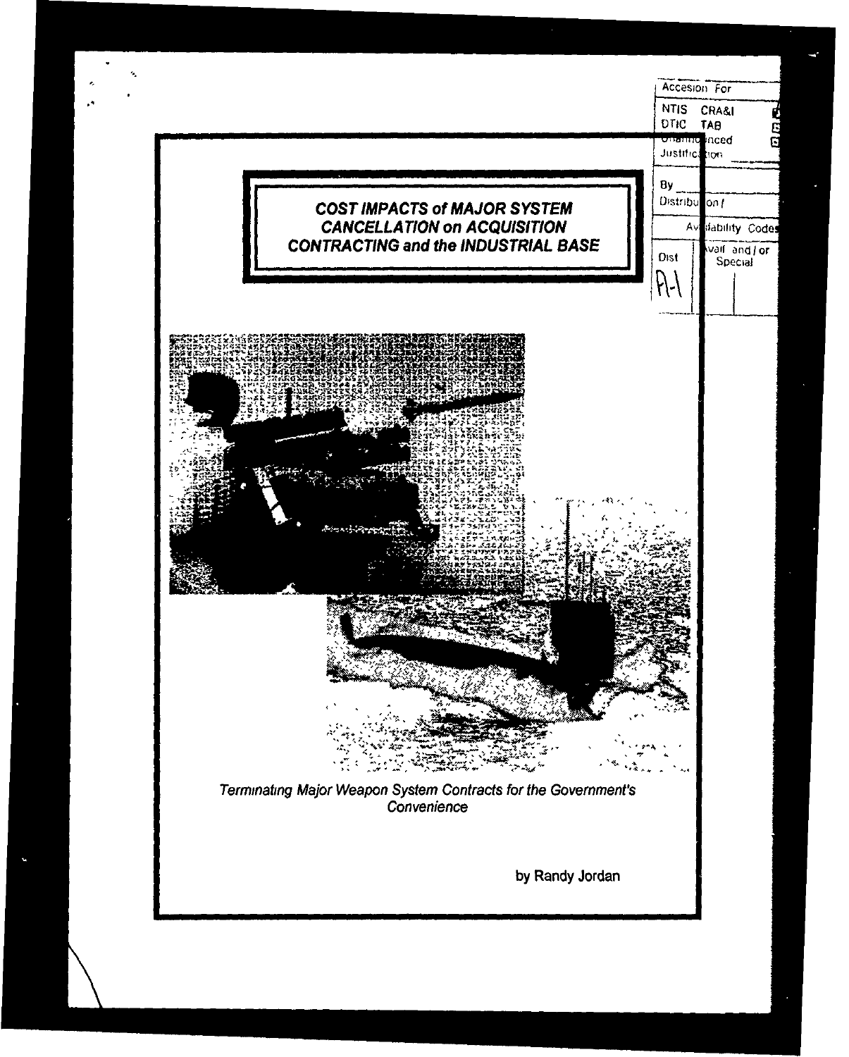| Accesion For | | |
|---|---|---|
| NTIS | CRA&I | ☑ |
| DTIC | TAB | ☐ |
| Unannounced | | ☐ |
| Justification | | |
| By | | |
| Distribution / | | |
| Availability Codes | | |
| Dist | Avail and / or Special | |
| A-1 | | |

# COST IMPACTS of MAJOR SYSTEM CANCELLATION on ACQUISITION CONTRACTING and the INDUSTRIAL BASE

*Terminating Major Weapon System Contracts for the Government's Convenience*

by Randy Jordan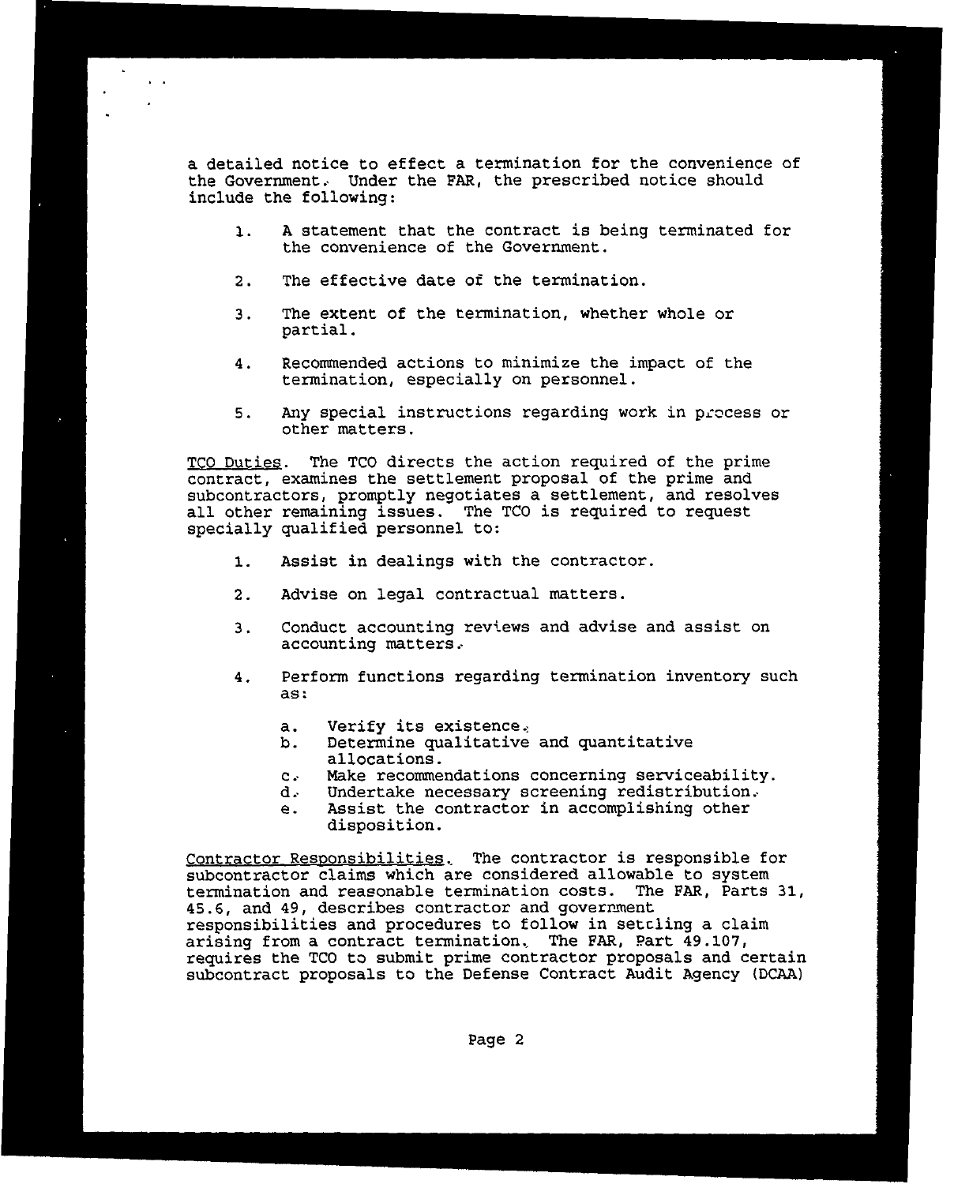a detailed notice to effect a termination for the convenience of the Government. Under the FAR, the prescribed notice should include the following:

1. A statement that the contract is being terminated for the convenience of the Government.

2. The effective date of the termination.

3. The extent of the termination, whether whole or partial.

4. Recommended actions to minimize the impact of the termination, especially on personnel.

5. Any special instructions regarding work in process or other matters.

<u>TCO Duties</u>. The TCO directs the action required of the prime contract, examines the settlement proposal of the prime and subcontractors, promptly negotiates a settlement, and resolves all other remaining issues. The TCO is required to request specially qualified personnel to:

1. Assist in dealings with the contractor.

2. Advise on legal contractual matters.

3. Conduct accounting reviews and advise and assist on accounting matters.

4. Perform functions regarding termination inventory such as:

   a. Verify its existence.
   b. Determine qualitative and quantitative allocations.
   c. Make recommendations concerning serviceability.
   d. Undertake necessary screening redistribution.
   e. Assist the contractor in accomplishing other disposition.

<u>Contractor Responsibilities</u>. The contractor is responsible for subcontractor claims which are considered allowable to system termination and reasonable termination costs. The FAR, Parts 31, 45.6, and 49, describes contractor and government responsibilities and procedures to follow in settling a claim arising from a contract termination. The FAR, Part 49.107, requires the TCO to submit prime contractor proposals and certain subcontract proposals to the Defense Contract Audit Agency (DCAA)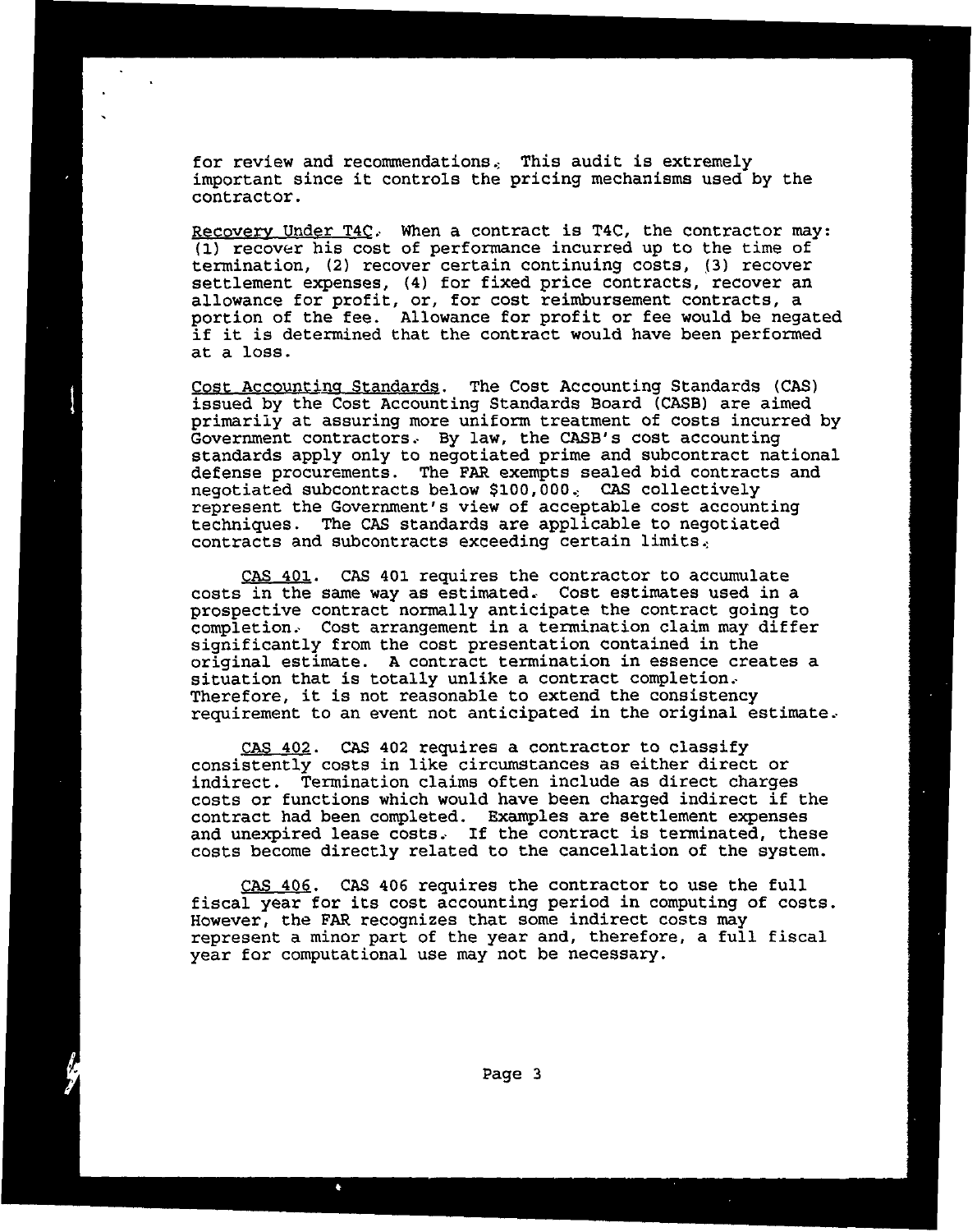for review and recommendations. This audit is extremely important since it controls the pricing mechanisms used by the contractor.

Recovery Under T4C. When a contract is T4C, the contractor may: (1) recover his cost of performance incurred up to the time of termination, (2) recover certain continuing costs, (3) recover settlement expenses, (4) for fixed price contracts, recover an allowance for profit, or, for cost reimbursement contracts, a portion of the fee. Allowance for profit or fee would be negated if it is determined that the contract would have been performed at a loss.

Cost Accounting Standards. The Cost Accounting Standards (CAS) issued by the Cost Accounting Standards Board (CASB) are aimed primarily at assuring more uniform treatment of costs incurred by Government contractors. By law, the CASB's cost accounting standards apply only to negotiated prime and subcontract national defense procurements. The FAR exempts sealed bid contracts and negotiated subcontracts below $100,000. CAS collectively represent the Government's view of acceptable cost accounting techniques. The CAS standards are applicable to negotiated contracts and subcontracts exceeding certain limits.

CAS 401. CAS 401 requires the contractor to accumulate costs in the same way as estimated. Cost estimates used in a prospective contract normally anticipate the contract going to completion. Cost arrangement in a termination claim may differ significantly from the cost presentation contained in the original estimate. A contract termination in essence creates a situation that is totally unlike a contract completion. Therefore, it is not reasonable to extend the consistency requirement to an event not anticipated in the original estimate.

CAS 402. CAS 402 requires a contractor to classify consistently costs in like circumstances as either direct or indirect. Termination claims often include as direct charges costs or functions which would have been charged indirect if the contract had been completed. Examples are settlement expenses and unexpired lease costs. If the contract is terminated, these costs become directly related to the cancellation of the system.

CAS 406. CAS 406 requires the contractor to use the full fiscal year for its cost accounting period in computing of costs. However, the FAR recognizes that some indirect costs may represent a minor part of the year and, therefore, a full fiscal year for computational use may not be necessary.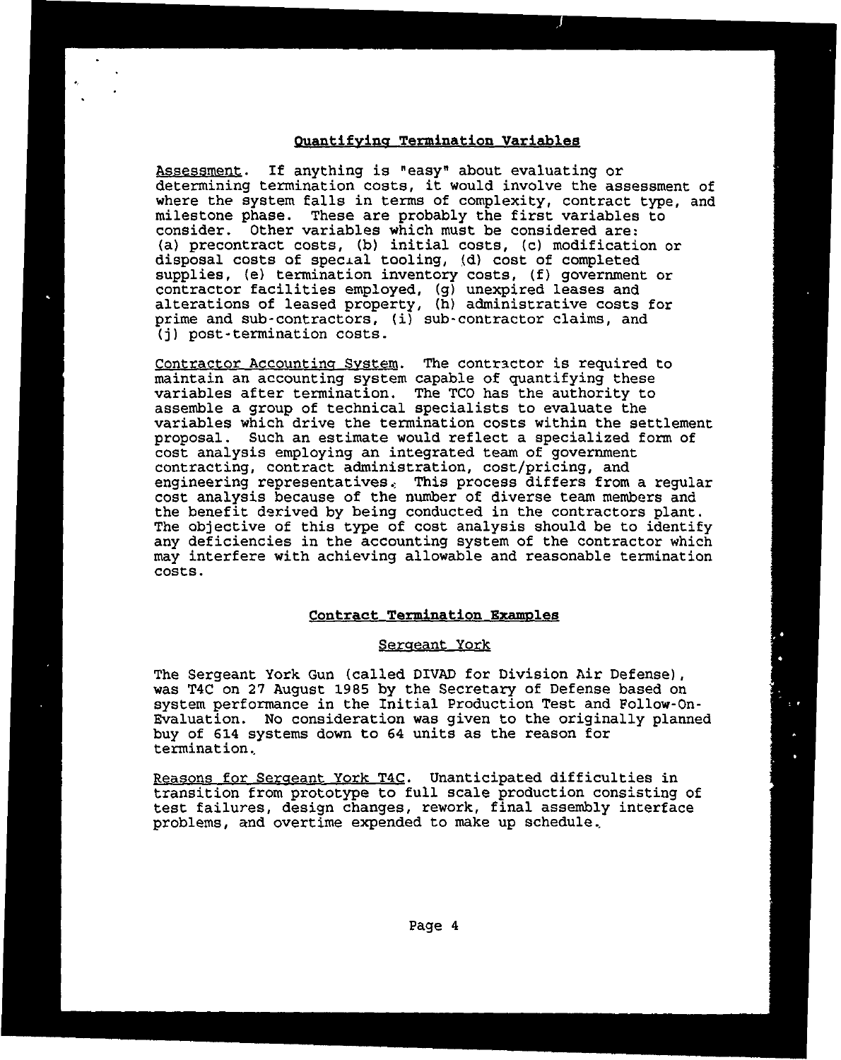## Quantifying Termination Variables

Assessment. If anything is "easy" about evaluating or determining termination costs, it would involve the assessment of where the system falls in terms of complexity, contract type, and milestone phase. These are probably the first variables to consider. Other variables which must be considered are: (a) precontract costs, (b) initial costs, (c) modification or disposal costs of special tooling, (d) cost of completed supplies, (e) termination inventory costs, (f) government or contractor facilities employed, (g) unexpired leases and alterations of leased property, (h) administrative costs for prime and sub-contractors, (i) sub-contractor claims, and (j) post-termination costs.

Contractor Accounting System. The contractor is required to maintain an accounting system capable of quantifying these variables after termination. The TCO has the authority to assemble a group of technical specialists to evaluate the variables which drive the termination costs within the settlement proposal. Such an estimate would reflect a specialized form of cost analysis employing an integrated team of government contracting, contract administration, cost/pricing, and engineering representatives. This process differs from a regular cost analysis because of the number of diverse team members and the benefit derived by being conducted in the contractors plant. The objective of this type of cost analysis should be to identify any deficiencies in the accounting system of the contractor which may interfere with achieving allowable and reasonable termination costs.

## Contract Termination Examples

### Sergeant York

The Sergeant York Gun (called DIVAD for Division Air Defense), was T4C on 27 August 1985 by the Secretary of Defense based on system performance in the Initial Production Test and Follow-On-Evaluation. No consideration was given to the originally planned buy of 614 systems down to 64 units as the reason for termination.

Reasons for Sergeant York T4C. Unanticipated difficulties in transition from prototype to full scale production consisting of test failures, design changes, rework, final assembly interface problems, and overtime expended to make up schedule.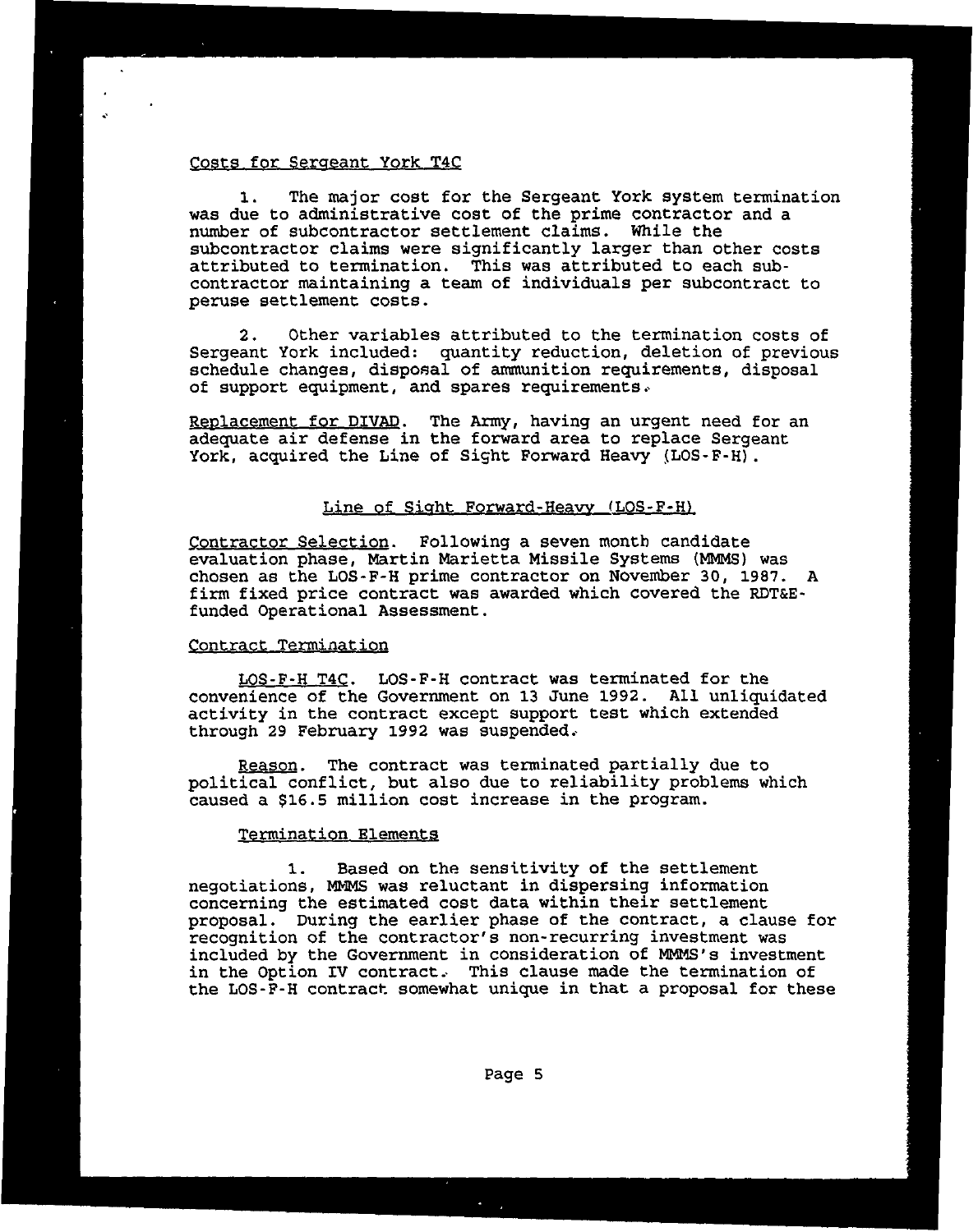Costs for Sergeant York T4C

1. The major cost for the Sergeant York system termination was due to administrative cost of the prime contractor and a number of subcontractor settlement claims. While the subcontractor claims were significantly larger than other costs attributed to termination. This was attributed to each sub-contractor maintaining a team of individuals per subcontract to peruse settlement costs.

2. Other variables attributed to the termination costs of Sergeant York included: quantity reduction, deletion of previous schedule changes, disposal of ammunition requirements, disposal of support equipment, and spares requirements.

Replacement for DIVAD. The Army, having an urgent need for an adequate air defense in the forward area to replace Sergeant York, acquired the Line of Sight Forward Heavy (LOS-F-H).

## Line of Sight Forward-Heavy (LOS-F-H)

Contractor Selection. Following a seven month candidate evaluation phase, Martin Marietta Missile Systems (MMMS) was chosen as the LOS-F-H prime contractor on November 30, 1987. A firm fixed price contract was awarded which covered the RDT&E-funded Operational Assessment.

Contract Termination

LOS-F-H T4C. LOS-F-H contract was terminated for the convenience of the Government on 13 June 1992. All unliquidated activity in the contract except support test which extended through 29 February 1992 was suspended.

Reason. The contract was terminated partially due to political conflict, but also due to reliability problems which caused a $16.5 million cost increase in the program.

Termination Elements

1. Based on the sensitivity of the settlement negotiations, MMMS was reluctant in dispersing information concerning the estimated cost data within their settlement proposal. During the earlier phase of the contract, a clause for recognition of the contractor's non-recurring investment was included by the Government in consideration of MMMS's investment in the Option IV contract. This clause made the termination of the LOS-F-H contract somewhat unique in that a proposal for these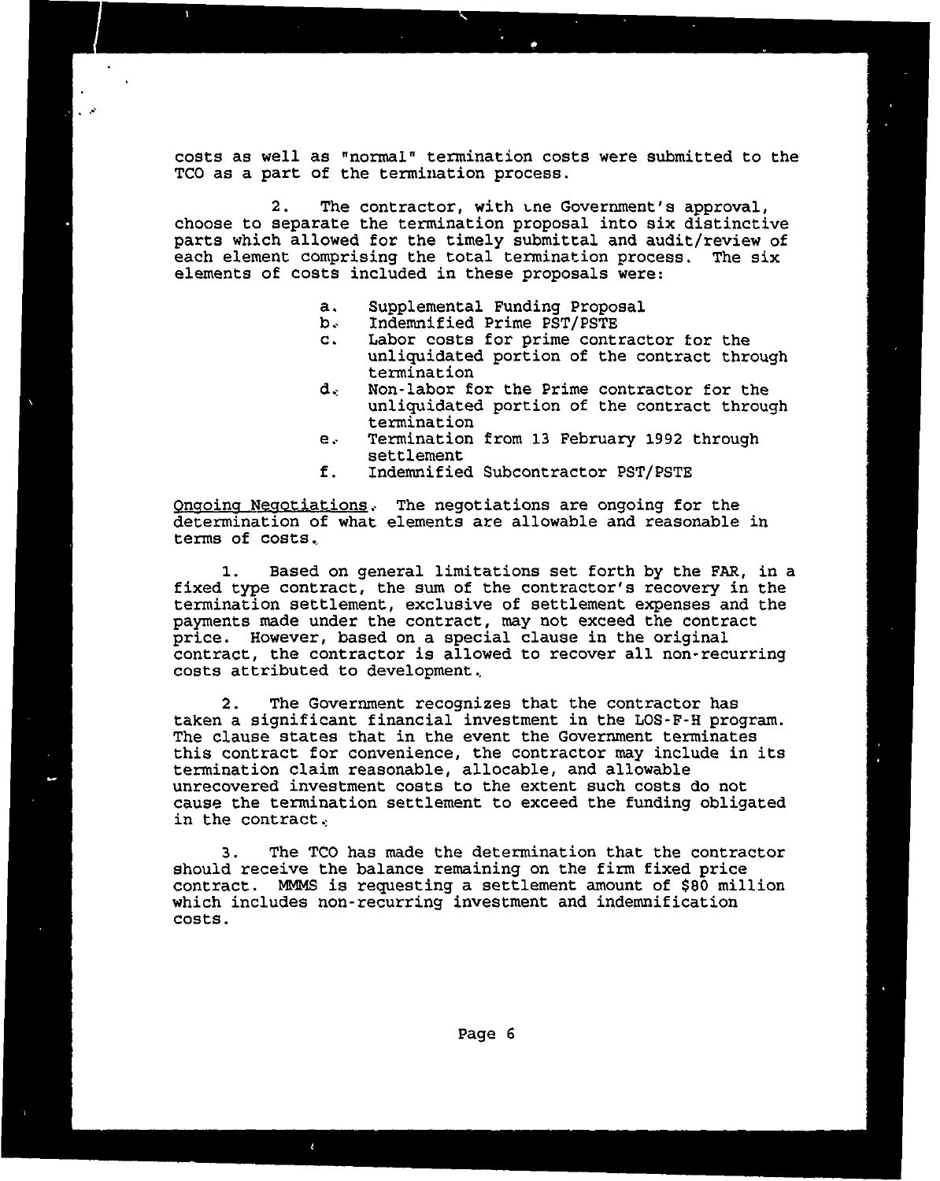costs as well as "normal" termination costs were submitted to the TCO as a part of the termination process.

2. The contractor, with the Government's approval, choose to separate the termination proposal into six distinctive parts which allowed for the timely submittal and audit/review of each element comprising the total termination process. The six elements of costs included in these proposals were:

a. Supplemental Funding Proposal
b. Indemnified Prime PST/PSTE
c. Labor costs for prime contractor for the unliquidated portion of the contract through termination
d. Non-labor for the Prime contractor for the unliquidated portion of the contract through termination
e. Termination from 13 February 1992 through settlement
f. Indemnified Subcontractor PST/PSTE

Ongoing Negotiations. The negotiations are ongoing for the determination of what elements are allowable and reasonable in terms of costs.

1. Based on general limitations set forth by the FAR, in a fixed type contract, the sum of the contractor's recovery in the termination settlement, exclusive of settlement expenses and the payments made under the contract, may not exceed the contract price. However, based on a special clause in the original contract, the contractor is allowed to recover all non-recurring costs attributed to development.

2. The Government recognizes that the contractor has taken a significant financial investment in the LOS-F-H program. The clause states that in the event the Government terminates this contract for convenience, the contractor may include in its termination claim reasonable, allocable, and allowable unrecovered investment costs to the extent such costs do not cause the termination settlement to exceed the funding obligated in the contract.

3. The TCO has made the determination that the contractor should receive the balance remaining on the firm fixed price contract. MMMS is requesting a settlement amount of $80 million which includes non-recurring investment and indemnification costs.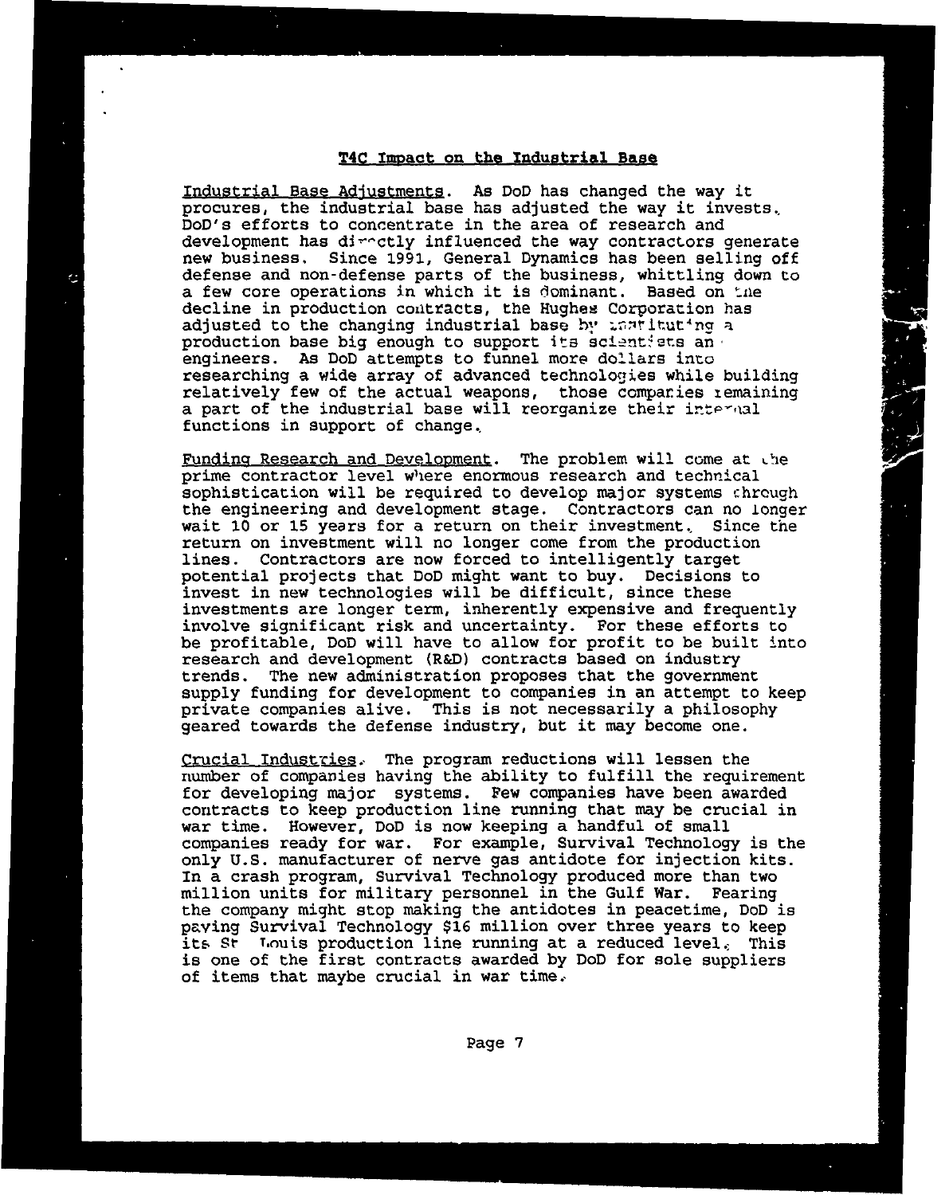## T4C Impact on the Industrial Base

Industrial Base Adjustments. As DoD has changed the way it procures, the industrial base has adjusted the way it invests. DoD's efforts to concentrate in the area of research and development has directly influenced the way contractors generate new business. Since 1991, General Dynamics has been selling off defense and non-defense parts of the business, whittling down to a few core operations in which it is dominant. Based on the decline in production contracts, the Hughes Corporation has adjusted to the changing industrial base by instituting a production base big enough to support its scientists and engineers. As DoD attempts to funnel more dollars into researching a wide array of advanced technologies while building relatively few of the actual weapons, those companies remaining a part of the industrial base will reorganize their internal functions in support of change.

Funding Research and Development. The problem will come at the prime contractor level where enormous research and technical sophistication will be required to develop major systems through the engineering and development stage. Contractors can no longer wait 10 or 15 years for a return on their investment. Since the return on investment will no longer come from the production lines. Contractors are now forced to intelligently target potential projects that DoD might want to buy. Decisions to invest in new technologies will be difficult, since these investments are longer term, inherently expensive and frequently involve significant risk and uncertainty. For these efforts to be profitable, DoD will have to allow for profit to be built into research and development (R&D) contracts based on industry trends. The new administration proposes that the government supply funding for development to companies in an attempt to keep private companies alive. This is not necessarily a philosophy geared towards the defense industry, but it may become one.

Crucial Industries. The program reductions will lessen the number of companies having the ability to fulfill the requirement for developing major systems. Few companies have been awarded contracts to keep production line running that may be crucial in war time. However, DoD is now keeping a handful of small companies ready for war. For example, Survival Technology is the only U.S. manufacturer of nerve gas antidote for injection kits. In a crash program, Survival Technology produced more than two million units for military personnel in the Gulf War. Fearing the company might stop making the antidotes in peacetime, DoD is paying Survival Technology $16 million over three years to keep its St Louis production line running at a reduced level. This is one of the first contracts awarded by DoD for sole suppliers of items that maybe crucial in war time.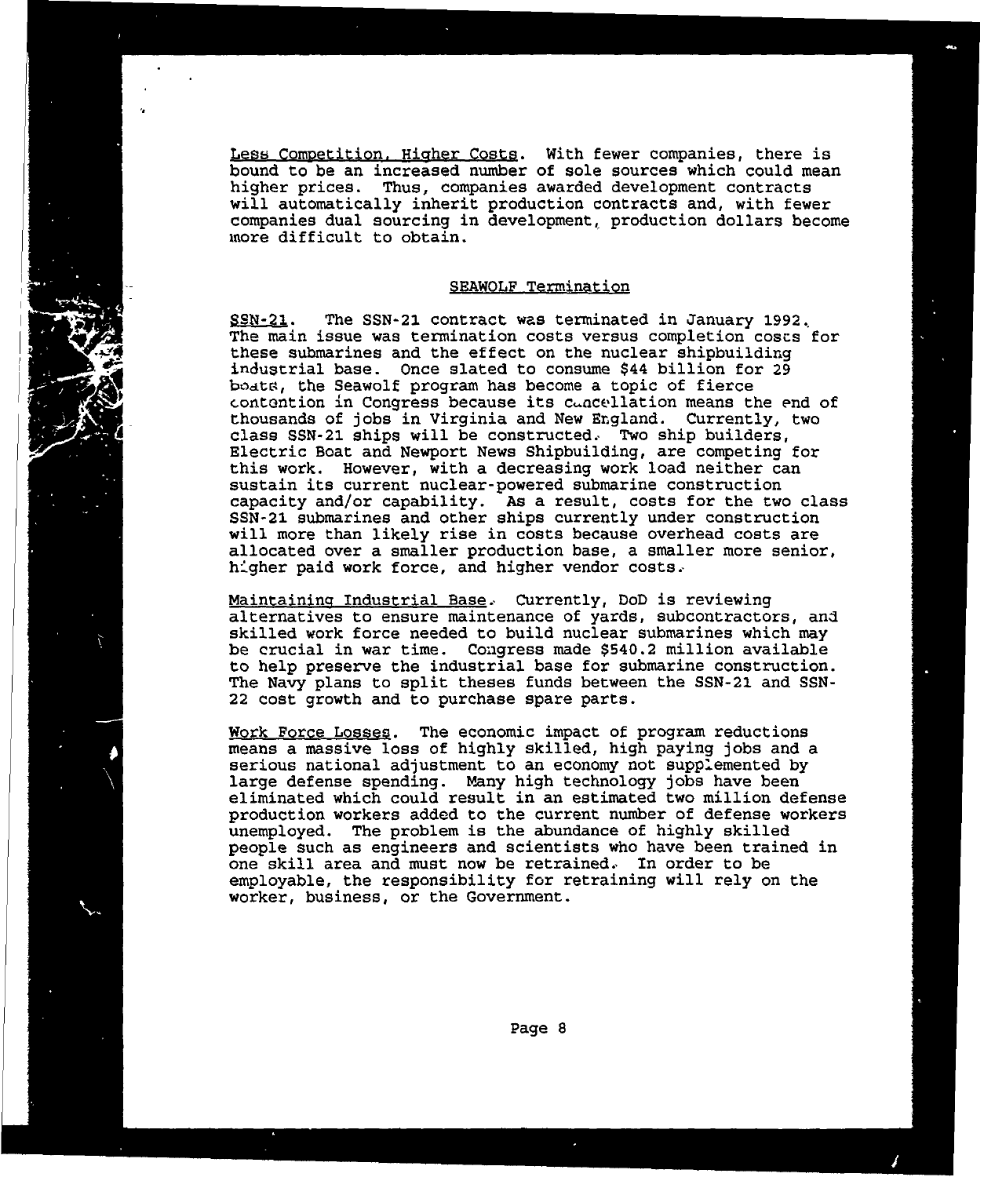Less Competition, Higher Costs. With fewer companies, there is bound to be an increased number of sole sources which could mean higher prices. Thus, companies awarded development contracts will automatically inherit production contracts and, with fewer companies dual sourcing in development, production dollars become more difficult to obtain.

## SEAWOLF Termination

SSN-21. The SSN-21 contract was terminated in January 1992. The main issue was termination costs versus completion costs for these submarines and the effect on the nuclear shipbuilding industrial base. Once slated to consume $44 billion for 29 boats, the Seawolf program has become a topic of fierce contention in Congress because its cancellation means the end of thousands of jobs in Virginia and New England. Currently, two class SSN-21 ships will be constructed. Two ship builders, Electric Boat and Newport News Shipbuilding, are competing for this work. However, with a decreasing work load neither can sustain its current nuclear-powered submarine construction capacity and/or capability. As a result, costs for the two class SSN-21 submarines and other ships currently under construction will more than likely rise in costs because overhead costs are allocated over a smaller production base, a smaller more senior, higher paid work force, and higher vendor costs.

Maintaining Industrial Base. Currently, DoD is reviewing alternatives to ensure maintenance of yards, subcontractors, and skilled work force needed to build nuclear submarines which may be crucial in war time. Congress made $540.2 million available to help preserve the industrial base for submarine construction. The Navy plans to split theses funds between the SSN-21 and SSN-22 cost growth and to purchase spare parts.

Work Force Losses. The economic impact of program reductions means a massive loss of highly skilled, high paying jobs and a serious national adjustment to an economy not supplemented by large defense spending. Many high technology jobs have been eliminated which could result in an estimated two million defense production workers added to the current number of defense workers unemployed. The problem is the abundance of highly skilled people such as engineers and scientists who have been trained in one skill area and must now be retrained. In order to be employable, the responsibility for retraining will rely on the worker, business, or the Government.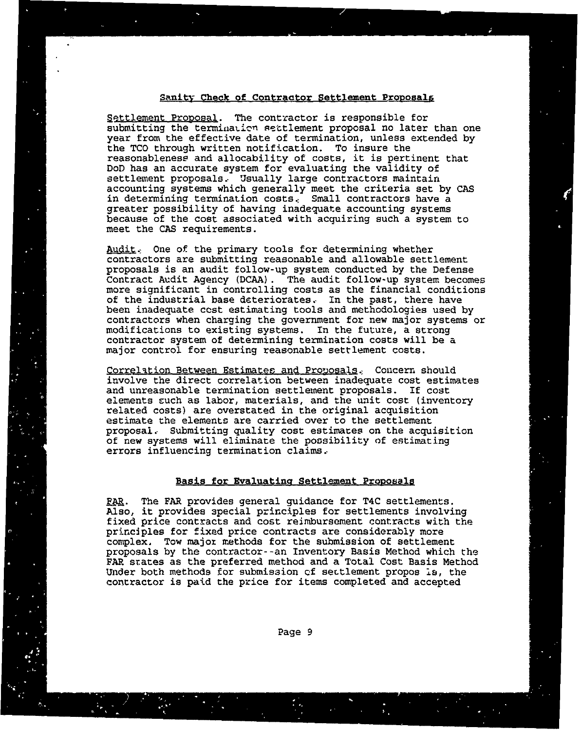## Sanity Check of Contractor Settlement Proposals

Settlement Proposal. The contractor is responsible for submitting the termination settlement proposal no later than one year from the effective date of termination, unless extended by the TCO through written notification. To insure the reasonableness and allocability of costs, it is pertinent that DoD has an accurate system for evaluating the validity of settlement proposals. Usually large contractors maintain accounting systems which generally meet the criteria set by CAS in determining termination costs. Small contractors have a greater possibility of having inadequate accounting systems because of the cost associated with acquiring such a system to meet the CAS requirements.

Audit. One of the primary tools for determining whether contractors are submitting reasonable and allowable settlement proposals is an audit follow-up system conducted by the Defense Contract Audit Agency (DCAA). The audit follow-up system becomes more significant in controlling costs as the financial conditions of the industrial base deteriorates. In the past, there have been inadequate cost estimating tools and methodologies used by contractors when charging the government for new major systems or modifications to existing systems. In the future, a strong contractor system of determining termination costs will be a major control for ensuring reasonable settlement costs.

Correlation Between Estimates and Proposals. Concern should involve the direct correlation between inadequate cost estimates and unreasonable termination settlement proposals. If cost elements such as labor, materials, and the unit cost (inventory related costs) are overstated in the original acquisition estimate the elements are carried over to the settlement proposal. Submitting quality cost estimates on the acquisition of new systems will eliminate the possibility of estimating errors influencing termination claims.

## Basis for Evaluating Settlement Proposals

FAR. The FAR provides general guidance for T4C settlements. Also, it provides special principles for settlements involving fixed price contracts and cost reimbursement contracts with the principles for fixed price contracts are considerably more complex. Tow major methods for the submission of settlement proposals by the contractor--an Inventory Basis Method which the FAR states as the preferred method and a Total Cost Basis Method Under both methods for submission of settlement proposals, the contractor is paid the price for items completed and accepted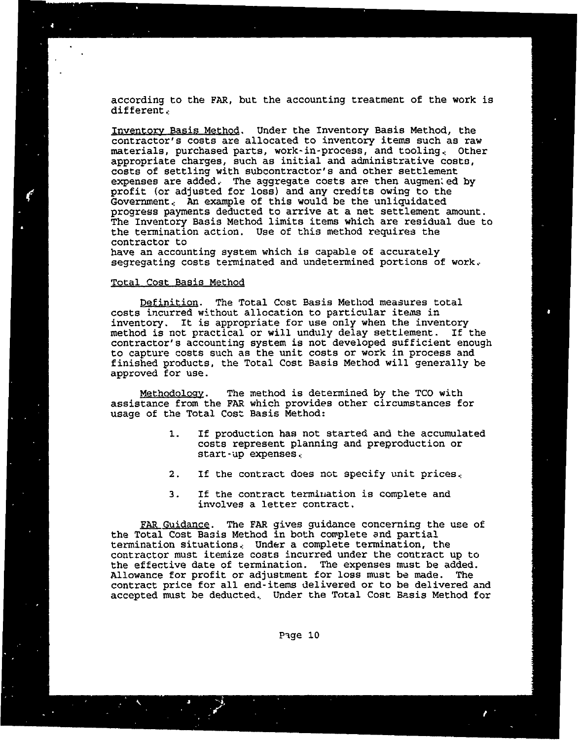according to the FAR, but the accounting treatment of the work is different.

Inventory Basis Method. Under the Inventory Basis Method, the contractor's costs are allocated to inventory items such as raw materials, purchased parts, work-in-process, and tooling. Other appropriate charges, such as initial and administrative costs, costs of settling with subcontractor's and other settlement expenses are added. The aggregate costs are then augmented by profit (or adjusted for loss) and any credits owing to the Government. An example of this would be the unliquidated progress payments deducted to arrive at a net settlement amount. The Inventory Basis Method limits items which are residual due to the termination action. Use of this method requires the contractor to
have an accounting system which is capable of accurately segregating costs terminated and undetermined portions of work.

Total Cost Basis Method

Definition. The Total Cost Basis Method measures total costs incurred without allocation to particular items in inventory. It is appropriate for use only when the inventory method is not practical or will unduly delay settlement. If the contractor's accounting system is not developed sufficient enough to capture costs such as the unit costs or work in process and finished products, the Total Cost Basis Method will generally be approved for use.

Methodology. The method is determined by the TCO with assistance from the FAR which provides other circumstances for usage of the Total Cost Basis Method:

1. If production has not started and the accumulated costs represent planning and preproduction or start-up expenses.

2. If the contract does not specify unit prices.

3. If the contract termination is complete and involves a letter contract.

FAR Guidance. The FAR gives guidance concerning the use of the Total Cost Basis Method in both complete and partial termination situations. Under a complete termination, the contractor must itemize costs incurred under the contract up to the effective date of termination. The expenses must be added. Allowance for profit or adjustment for loss must be made. The contract price for all end-items delivered or to be delivered and accepted must be deducted. Under the Total Cost Basis Method for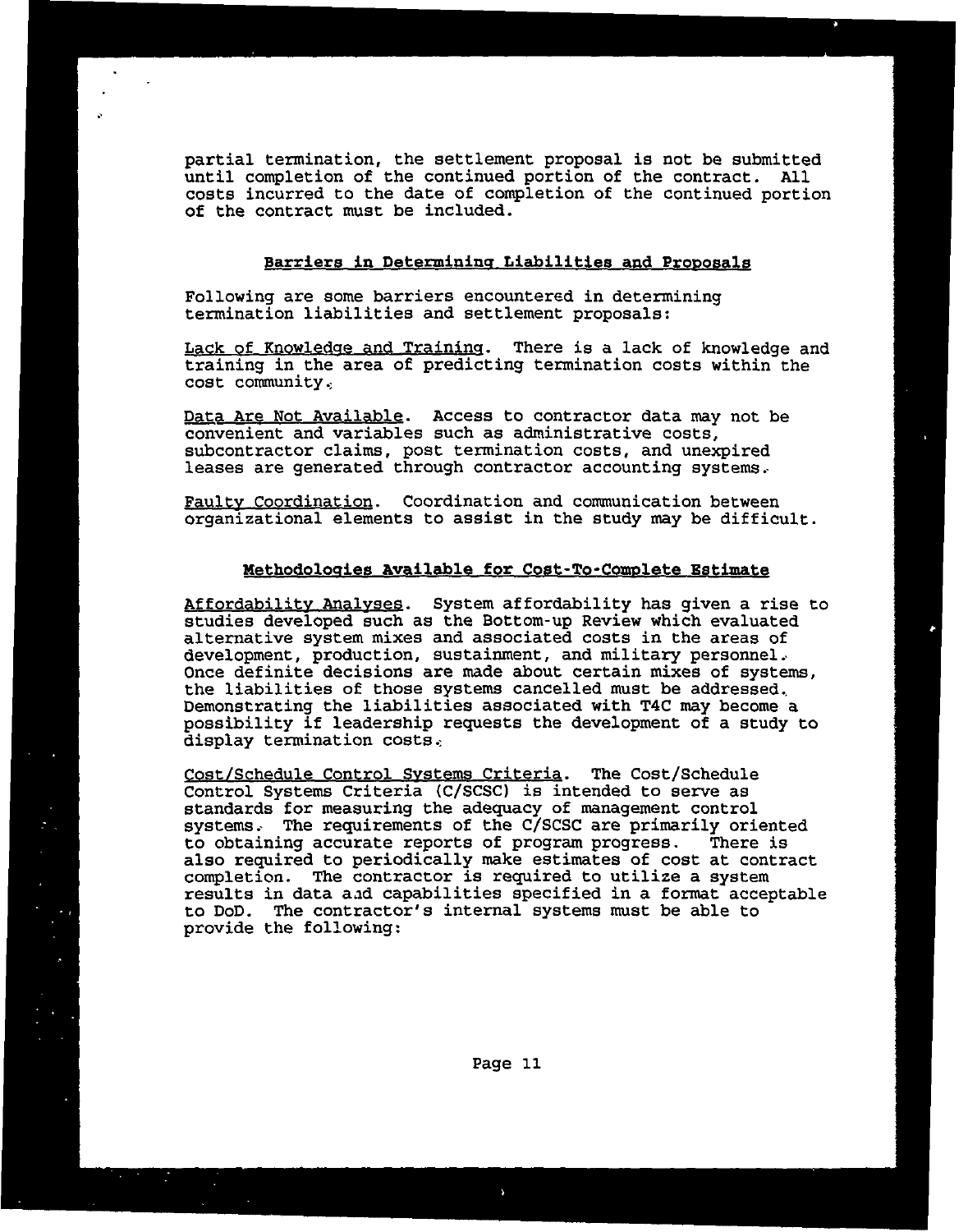partial termination, the settlement proposal is not be submitted until completion of the continued portion of the contract. All costs incurred to the date of completion of the continued portion of the contract must be included.

### Barriers in Determining Liabilities and Proposals

Following are some barriers encountered in determining termination liabilities and settlement proposals:

Lack of Knowledge and Training. There is a lack of knowledge and training in the area of predicting termination costs within the cost community.

Data Are Not Available. Access to contractor data may not be convenient and variables such as administrative costs, subcontractor claims, post termination costs, and unexpired leases are generated through contractor accounting systems.

Faulty Coordination. Coordination and communication between organizational elements to assist in the study may be difficult.

### Methodologies Available for Cost-To-Complete Estimate

Affordability Analyses. System affordability has given a rise to studies developed such as the Bottom-up Review which evaluated alternative system mixes and associated costs in the areas of development, production, sustainment, and military personnel. Once definite decisions are made about certain mixes of systems, the liabilities of those systems cancelled must be addressed. Demonstrating the liabilities associated with T4C may become a possibility if leadership requests the development of a study to display termination costs.

Cost/Schedule Control Systems Criteria. The Cost/Schedule Control Systems Criteria (C/SCSC) is intended to serve as standards for measuring the adequacy of management control systems. The requirements of the C/SCSC are primarily oriented to obtaining accurate reports of program progress. There is also required to periodically make estimates of cost at contract completion. The contractor is required to utilize a system results in data and capabilities specified in a format acceptable to DoD. The contractor's internal systems must be able to provide the following: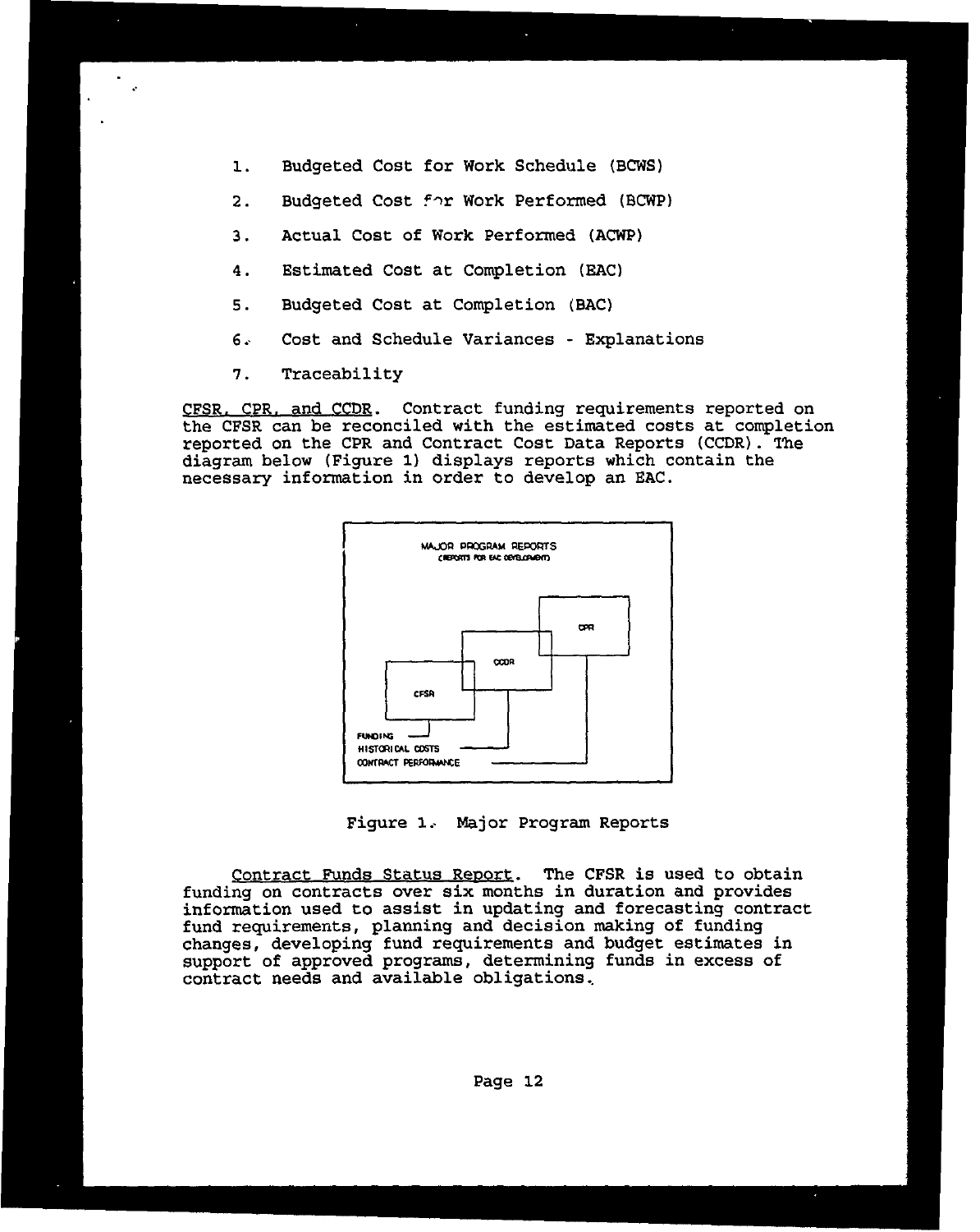1. Budgeted Cost for Work Schedule (BCWS)
2. Budgeted Cost for Work Performed (BCWP)
3. Actual Cost of Work Performed (ACWP)
4. Estimated Cost at Completion (EAC)
5. Budgeted Cost at Completion (BAC)
6. Cost and Schedule Variances - Explanations
7. Traceability

<u>CFSR, CPR, and CCDR</u>. Contract funding requirements reported on the CFSR can be reconciled with the estimated costs at completion reported on the CPR and Contract Cost Data Reports (CCDR). The diagram below (Figure 1) displays reports which contain the necessary information in order to develop an EAC.

MAJOR PROGRAM REPORTS
(REPORTS FOR EAC DEVELOPMENT)

CPR

CCDR

CFSR

FUNDING
HISTORICAL COSTS
CONTRACT PERFORMANCE

Figure 1. Major Program Reports

<u>Contract Funds Status Report</u>. The CFSR is used to obtain funding on contracts over six months in duration and provides information used to assist in updating and forecasting contract fund requirements, planning and decision making of funding changes, developing fund requirements and budget estimates in support of approved programs, determining funds in excess of contract needs and available obligations.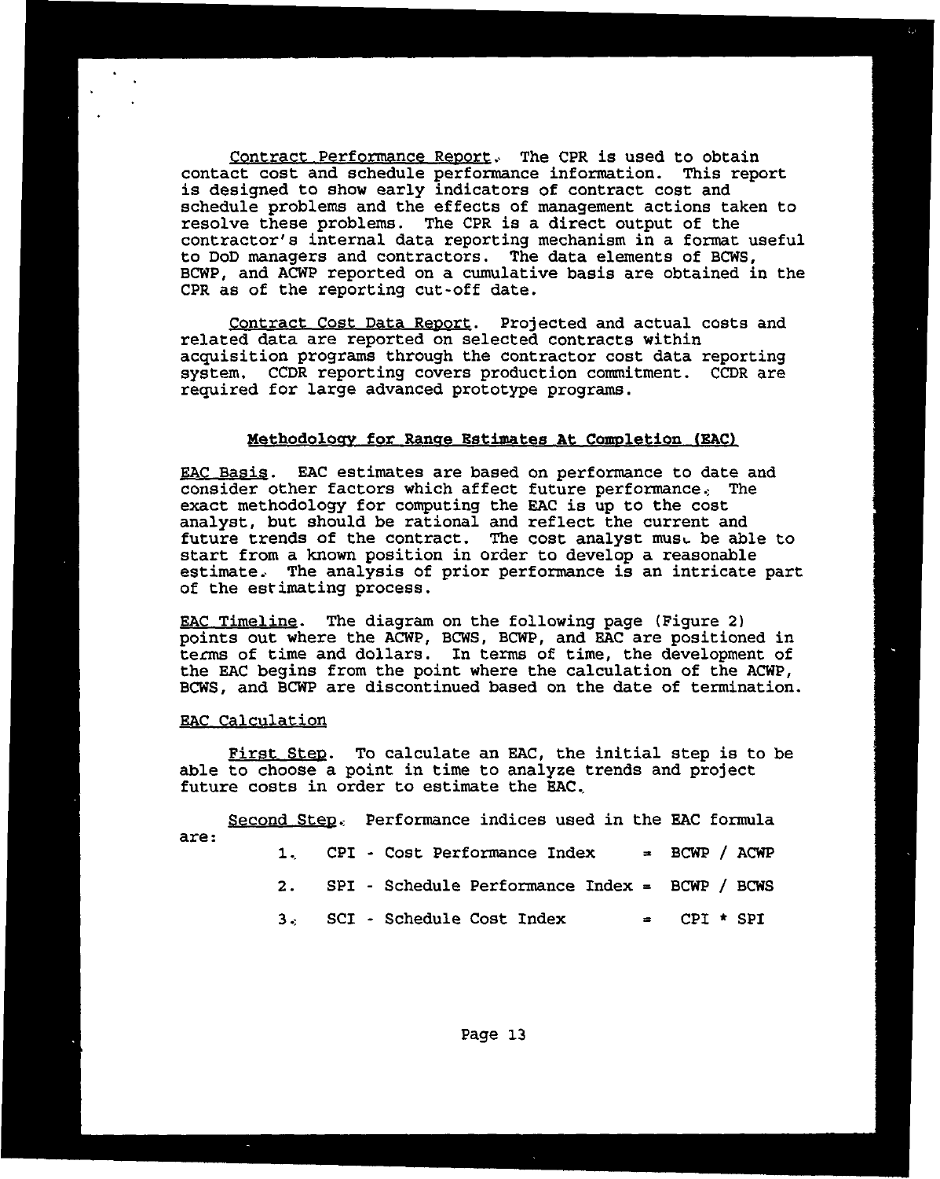Contract Performance Report. The CPR is used to obtain contact cost and schedule performance information. This report is designed to show early indicators of contract cost and schedule problems and the effects of management actions taken to resolve these problems. The CPR is a direct output of the contractor's internal data reporting mechanism in a format useful to DoD managers and contractors. The data elements of BCWS, BCWP, and ACWP reported on a cumulative basis are obtained in the CPR as of the reporting cut-off date.

Contract Cost Data Report. Projected and actual costs and related data are reported on selected contracts within acquisition programs through the contractor cost data reporting system. CCDR reporting covers production commitment. CCDR are required for large advanced prototype programs.

## Methodology for Range Estimates At Completion (EAC)

EAC Basis. EAC estimates are based on performance to date and consider other factors which affect future performance. The exact methodology for computing the EAC is up to the cost analyst, but should be rational and reflect the current and future trends of the contract. The cost analyst must be able to start from a known position in order to develop a reasonable estimate. The analysis of prior performance is an intricate part of the estimating process.

EAC Timeline. The diagram on the following page (Figure 2) points out where the ACWP, BCWS, BCWP, and EAC are positioned in terms of time and dollars. In terms of time, the development of the EAC begins from the point where the calculation of the ACWP, BCWS, and BCWP are discontinued based on the date of termination.

### EAC Calculation

First Step. To calculate an EAC, the initial step is to be able to choose a point in time to analyze trends and project future costs in order to estimate the EAC.

Second Step. Performance indices used in the EAC formula are:

1. CPI - Cost Performance Index = BCWP / ACWP
2. SPI - Schedule Performance Index = BCWP / BCWS
3. SCI - Schedule Cost Index = CPI * SPI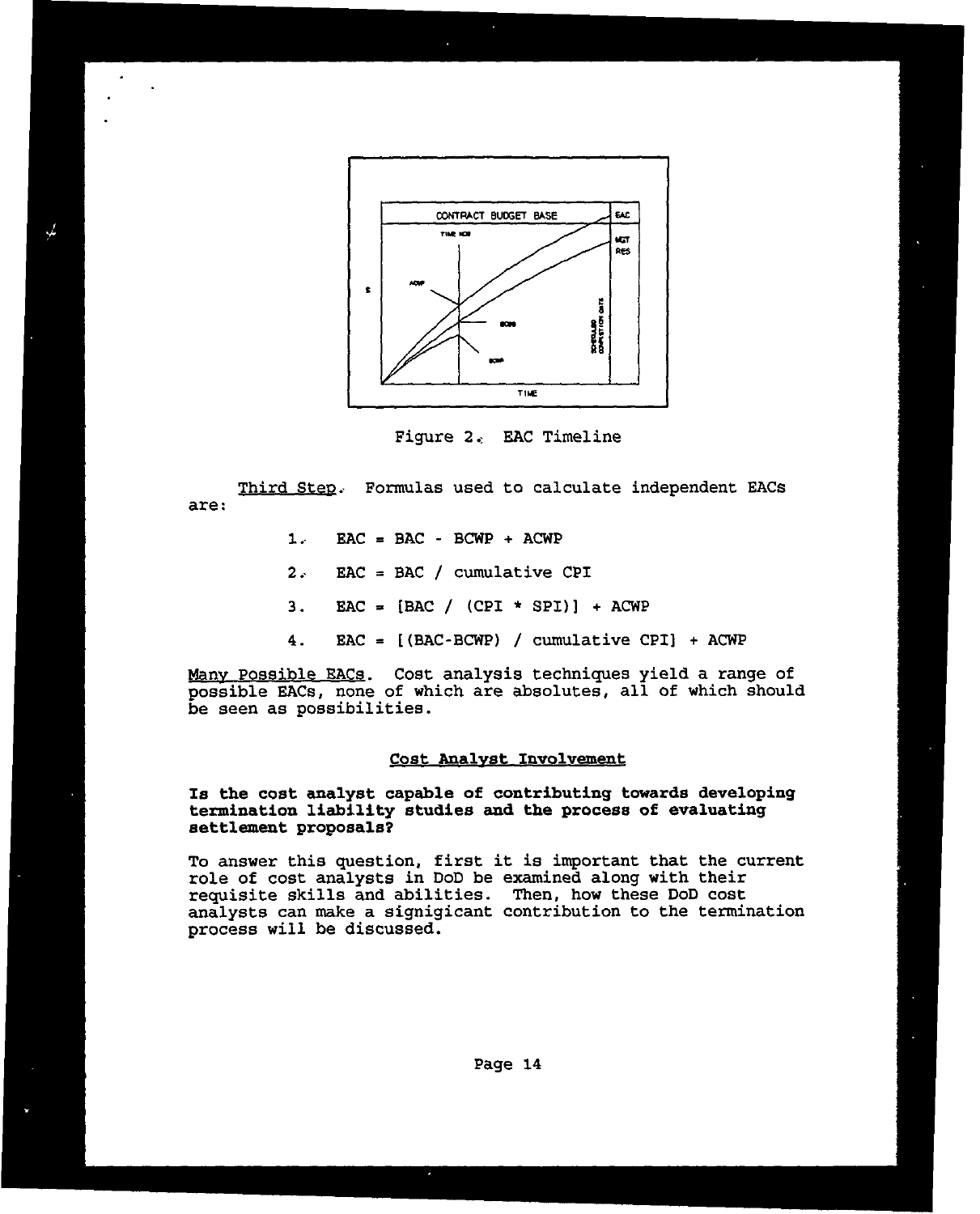Figure 2. EAC Timeline

Third Step. Formulas used to calculate independent EACs are:

1. EAC = BAC - BCWP + ACWP

2. EAC = BAC / cumulative CPI

3. EAC = [BAC / (CPI * SPI)] + ACWP

4. EAC = [(BAC-BCWP) / cumulative CPI] + ACWP

Many Possible EACs. Cost analysis techniques yield a range of possible EACs, none of which are absolutes, all of which should be seen as possibilities.

## Cost Analyst Involvement

**Is the cost analyst capable of contributing towards developing termination liability studies and the process of evaluating settlement proposals?**

To answer this question, first it is important that the current role of cost analysts in DoD be examined along with their requisite skills and abilities. Then, how these DoD cost analysts can make a signigicant contribution to the termination process will be discussed.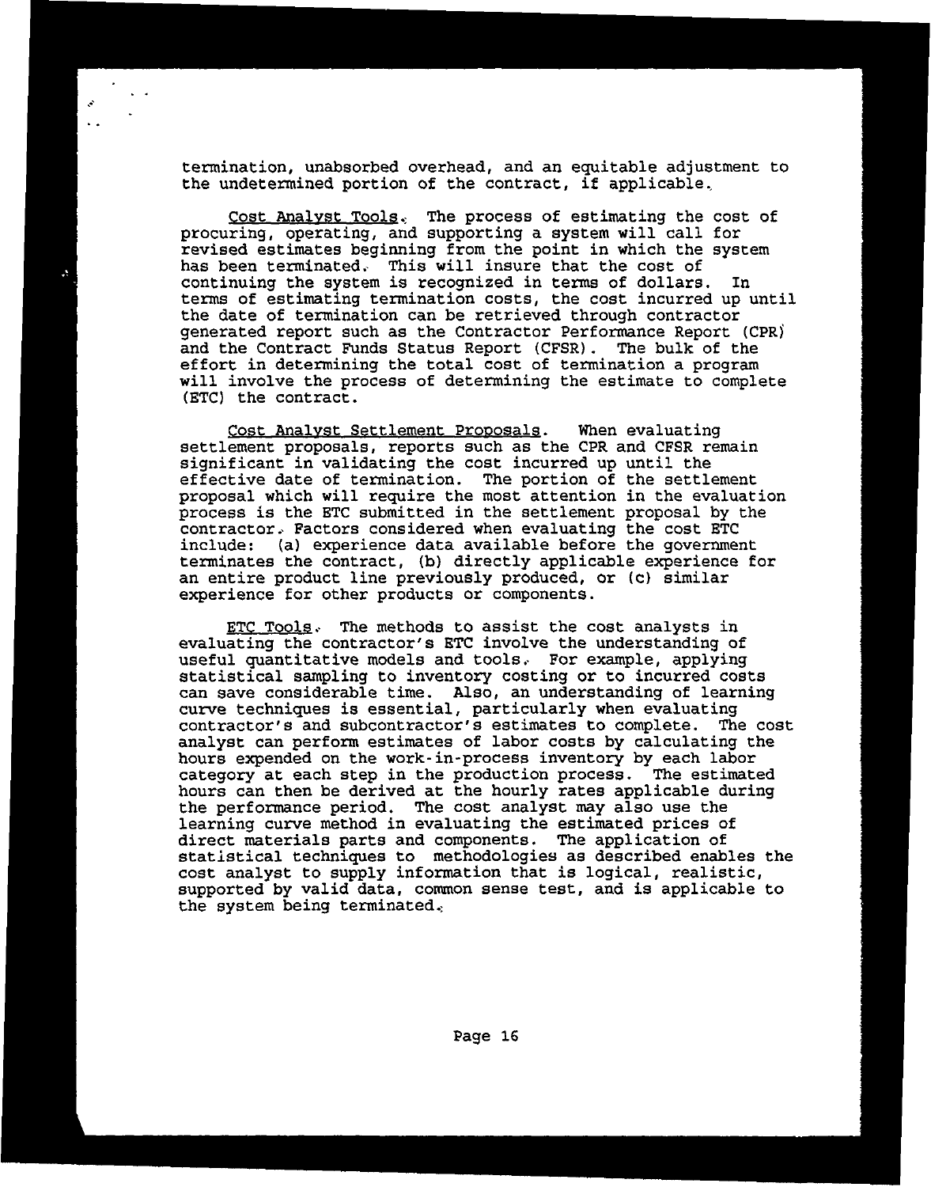termination, unabsorbed overhead, and an equitable adjustment to the undetermined portion of the contract, if applicable.

<u>Cost Analyst Tools</u>. The process of estimating the cost of procuring, operating, and supporting a system will call for revised estimates beginning from the point in which the system has been terminated. This will insure that the cost of continuing the system is recognized in terms of dollars. In terms of estimating termination costs, the cost incurred up until the date of termination can be retrieved through contractor generated report such as the Contractor Performance Report (CPR) and the Contract Funds Status Report (CFSR). The bulk of the effort in determining the total cost of termination a program will involve the process of determining the estimate to complete (ETC) the contract.

<u>Cost Analyst Settlement Proposals</u>. When evaluating settlement proposals, reports such as the CPR and CFSR remain significant in validating the cost incurred up until the effective date of termination. The portion of the settlement proposal which will require the most attention in the evaluation process is the ETC submitted in the settlement proposal by the contractor. Factors considered when evaluating the cost ETC include: (a) experience data available before the government terminates the contract, (b) directly applicable experience for an entire product line previously produced, or (c) similar experience for other products or components.

<u>ETC Tools</u>. The methods to assist the cost analysts in evaluating the contractor's ETC involve the understanding of useful quantitative models and tools. For example, applying statistical sampling to inventory costing or to incurred costs can save considerable time. Also, an understanding of learning curve techniques is essential, particularly when evaluating contractor's and subcontractor's estimates to complete. The cost analyst can perform estimates of labor costs by calculating the hours expended on the work-in-process inventory by each labor category at each step in the production process. The estimated hours can then be derived at the hourly rates applicable during the performance period. The cost analyst may also use the learning curve method in evaluating the estimated prices of direct materials parts and components. The application of statistical techniques to methodologies as described enables the cost analyst to supply information that is logical, realistic, supported by valid data, common sense test, and is applicable to the system being terminated.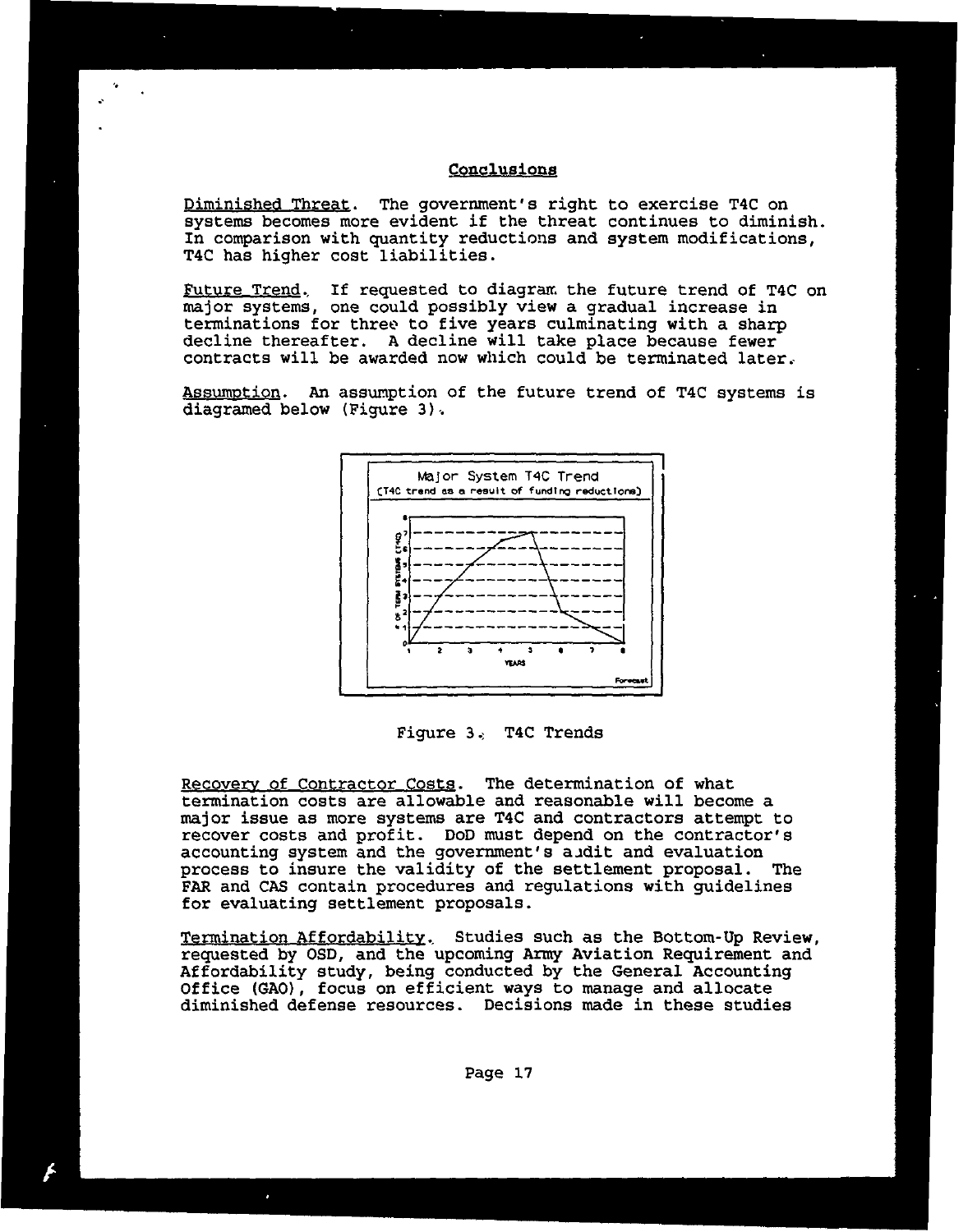## Conclusions

Diminished Threat. The government's right to exercise T4C on systems becomes more evident if the threat continues to diminish. In comparison with quantity reductions and system modifications, T4C has higher cost liabilities.

Future Trend. If requested to diagram the future trend of T4C on major systems, one could possibly view a gradual increase in terminations for three to five years culminating with a sharp decline thereafter. A decline will take place because fewer contracts will be awarded now which could be terminated later.

Assumption. An assumption of the future trend of T4C systems is diagramed below (Figure 3).

Figure 3. T4C Trends

Recovery of Contractor Costs. The determination of what termination costs are allowable and reasonable will become a major issue as more systems are T4C and contractors attempt to recover costs and profit. DoD must depend on the contractor's accounting system and the government's audit and evaluation process to insure the validity of the settlement proposal. The FAR and CAS contain procedures and regulations with guidelines for evaluating settlement proposals.

Termination Affordability. Studies such as the Bottom-Up Review, requested by OSD, and the upcoming Army Aviation Requirement and Affordability study, being conducted by the General Accounting Office (GAO), focus on efficient ways to manage and allocate diminished defense resources. Decisions made in these studies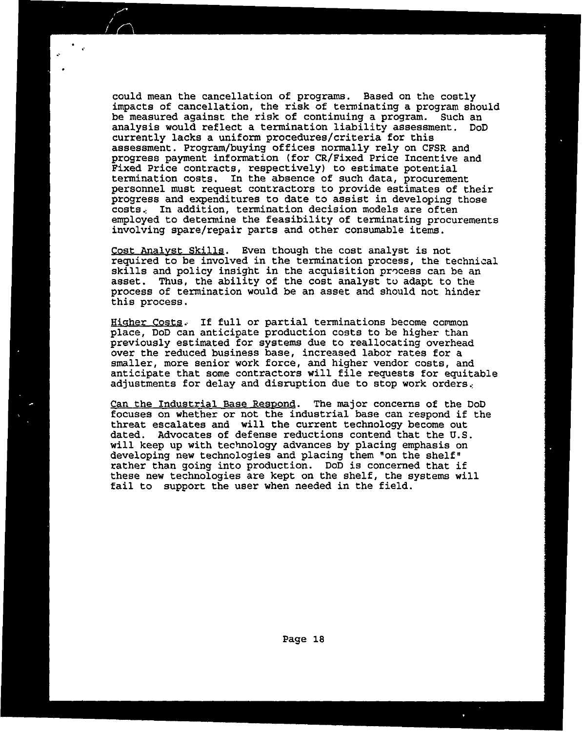could mean the cancellation of programs. Based on the costly impacts of cancellation, the risk of terminating a program should be measured against the risk of continuing a program. Such an analysis would reflect a termination liability assessment. DoD currently lacks a uniform procedures/criteria for this assessment. Program/buying offices normally rely on CFSR and progress payment information (for CR/Fixed Price Incentive and Fixed Price contracts, respectively) to estimate potential termination costs. In the absence of such data, procurement personnel must request contractors to provide estimates of their progress and expenditures to date to assist in developing those costs. In addition, termination decision models are often employed to determine the feasibility of terminating procurements involving spare/repair parts and other consumable items.

Cost Analyst Skills. Even though the cost analyst is not required to be involved in the termination process, the technical skills and policy insight in the acquisition process can be an asset. Thus, the ability of the cost analyst to adapt to the process of termination would be an asset and should not hinder this process.

Higher Costs. If full or partial terminations become common place, DoD can anticipate production costs to be higher than previously estimated for systems due to reallocating overhead over the reduced business base, increased labor rates for a smaller, more senior work force, and higher vendor costs, and anticipate that some contractors will file requests for equitable adjustments for delay and disruption due to stop work orders.

Can the Industrial Base Respond. The major concerns of the DoD focuses on whether or not the industrial base can respond if the threat escalates and will the current technology become out dated. Advocates of defense reductions contend that the U.S. will keep up with technology advances by placing emphasis on developing new technologies and placing them "on the shelf" rather than going into production. DoD is concerned that if these new technologies are kept on the shelf, the systems will fail to support the user when needed in the field.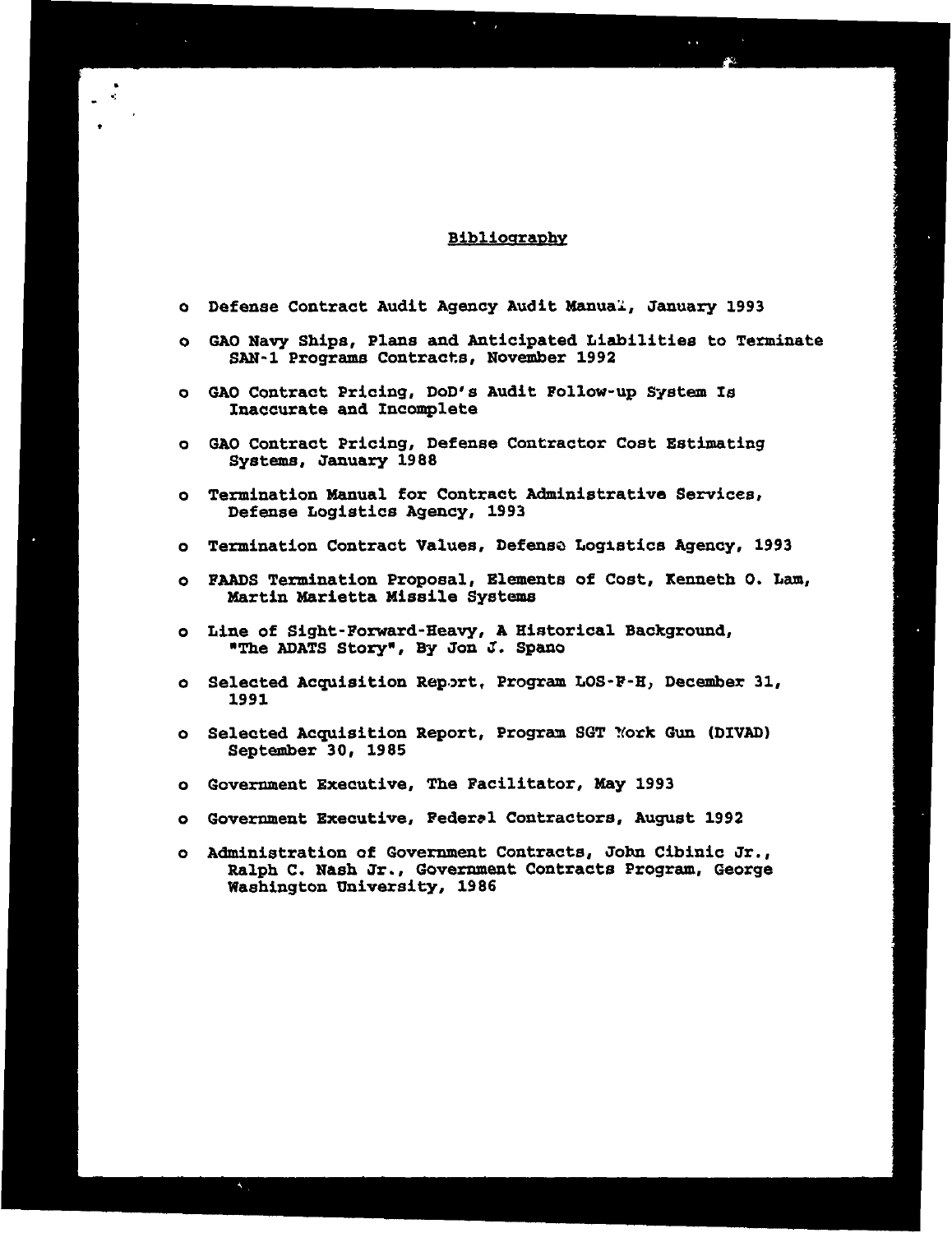## Bibliography

- Defense Contract Audit Agency Audit Manual, January 1993
- GAO Navy Ships, Plans and Anticipated Liabilities to Terminate SAN-1 Programs Contracts, November 1992
- GAO Contract Pricing, DoD's Audit Follow-up System Is Inaccurate and Incomplete
- GAO Contract Pricing, Defense Contractor Cost Estimating Systems, January 1988
- Termination Manual for Contract Administrative Services, Defense Logistics Agency, 1993
- Termination Contract Values, Defense Logistics Agency, 1993
- FAADS Termination Proposal, Elements of Cost, Kenneth O. Lam, Martin Marietta Missile Systems
- Line of Sight-Forward-Heavy, A Historical Background, "The ADATS Story", By Jon J. Spano
- Selected Acquisition Report, Program LOS-F-H, December 31, 1991
- Selected Acquisition Report, Program SGT York Gun (DIVAD) September 30, 1985
- Government Executive, The Facilitator, May 1993
- Government Executive, Federal Contractors, August 1992
- Administration of Government Contracts, John Cibinic Jr., Ralph C. Nash Jr., Government Contracts Program, George Washington University, 1986